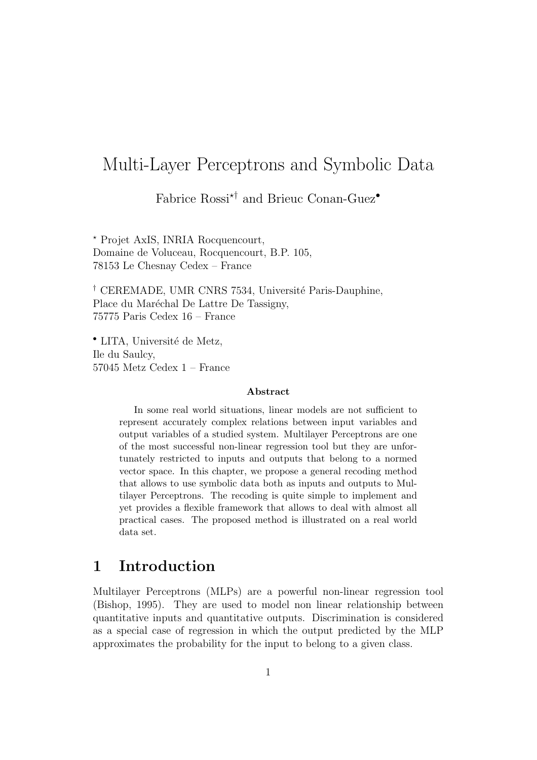# Multi-Layer Perceptrons and Symbolic Data

Fabrice Rossi[⋆†] and Brieuc Conan-Guez[•]

[⋆] Projet AxIS, INRIA Rocquencourt,
Domaine de Voluceau, Rocquencourt, B.P. 105,
78153 Le Chesnay Cedex – France

[†] CEREMADE, UMR CNRS 7534, Université Paris-Dauphine,
Place du Maréchal De Lattre De Tassigny,
75775 Paris Cedex 16 – France

[•] LITA, Université de Metz,
Ile du Saulcy,
57045 Metz Cedex 1 – France

### Abstract

In some real world situations, linear models are not sufficient to represent accurately complex relations between input variables and output variables of a studied system. Multilayer Perceptrons are one of the most successful non-linear regression tool but they are unfortunately restricted to inputs and outputs that belong to a normed vector space. In this chapter, we propose a general recoding method that allows to use symbolic data both as inputs and outputs to Multilayer Perceptrons. The recoding is quite simple to implement and yet provides a flexible framework that allows to deal with almost all practical cases. The proposed method is illustrated on a real world data set.

## 1 Introduction

Multilayer Perceptrons (MLPs) are a powerful non-linear regression tool (Bishop, 1995). They are used to model non linear relationship between quantitative inputs and quantitative outputs. Discrimination is considered as a special case of regression in which the output predicted by the MLP approximates the probability for the input to belong to a given class.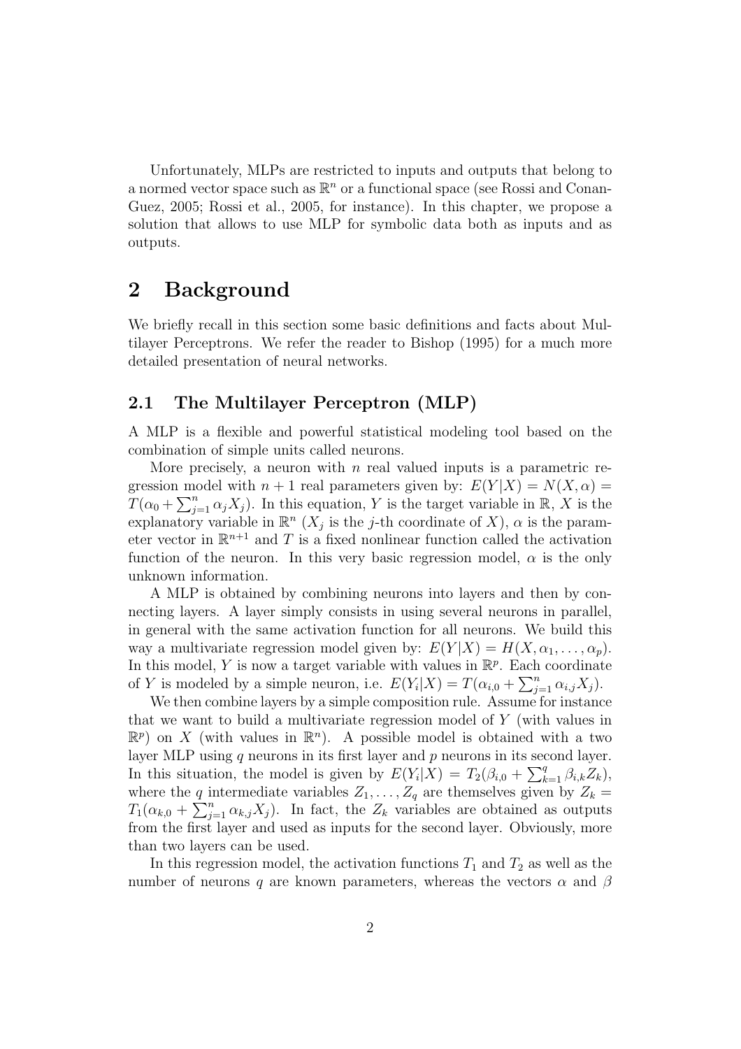Unfortunately, MLPs are restricted to inputs and outputs that belong to a normed vector space such as $\mathbb{R}^n$ or a functional space (see Rossi and Conan-Guez, 2005; Rossi et al., 2005, for instance). In this chapter, we propose a solution that allows to use MLP for symbolic data both as inputs and as outputs.

# 2 Background

We briefly recall in this section some basic definitions and facts about Multilayer Perceptrons. We refer the reader to Bishop (1995) for a much more detailed presentation of neural networks.

## 2.1 The Multilayer Perceptron (MLP)

A MLP is a flexible and powerful statistical modeling tool based on the combination of simple units called neurons.

More precisely, a neuron with $n$ real valued inputs is a parametric regression model with $n+1$ real parameters given by: $E(Y|X) = N(X, \alpha) = T(\alpha_0 + \sum_{j=1}^{n} \alpha_j X_j)$. In this equation, $Y$ is the target variable in $\mathbb{R}$, $X$ is the explanatory variable in $\mathbb{R}^n$ ($X_j$ is the $j$-th coordinate of $X$), $\alpha$ is the parameter vector in $\mathbb{R}^{n+1}$ and $T$ is a fixed nonlinear function called the activation function of the neuron. In this very basic regression model, $\alpha$ is the only unknown information.

A MLP is obtained by combining neurons into layers and then by connecting layers. A layer simply consists in using several neurons in parallel, in general with the same activation function for all neurons. We build this way a multivariate regression model given by: $E(Y|X) = H(X, \alpha_1, \ldots, \alpha_p)$. In this model, $Y$ is now a target variable with values in $\mathbb{R}^p$. Each coordinate of $Y$ is modeled by a simple neuron, i.e. $E(Y_i|X) = T(\alpha_{i,0} + \sum_{j=1}^{n} \alpha_{i,j} X_j)$.

We then combine layers by a simple composition rule. Assume for instance that we want to build a multivariate regression model of $Y$ (with values in $\mathbb{R}^p$) on $X$ (with values in $\mathbb{R}^n$). A possible model is obtained with a two layer MLP using $q$ neurons in its first layer and $p$ neurons in its second layer. In this situation, the model is given by $E(Y_i|X) = T_2(\beta_{i,0} + \sum_{k=1}^{q} \beta_{i,k} Z_k)$, where the $q$ intermediate variables $Z_1, \ldots, Z_q$ are themselves given by $Z_k = T_1(\alpha_{k,0} + \sum_{j=1}^{n} \alpha_{k,j} X_j)$. In fact, the $Z_k$ variables are obtained as outputs from the first layer and used as inputs for the second layer. Obviously, more than two layers can be used.

In this regression model, the activation functions $T_1$ and $T_2$ as well as the number of neurons $q$ are known parameters, whereas the vectors $\alpha$ and $\beta$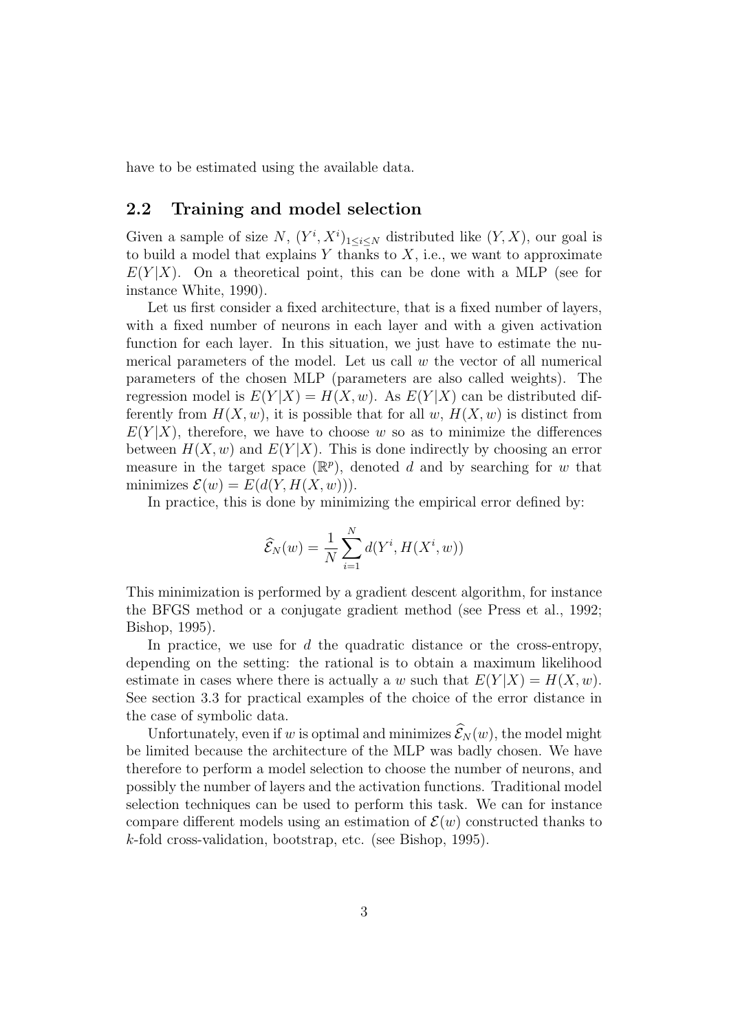have to be estimated using the available data.

## 2.2 Training and model selection

Given a sample of size $N$, $(Y^i, X^i)_{1 \leq i \leq N}$ distributed like $(Y, X)$, our goal is to build a model that explains $Y$ thanks to $X$, i.e., we want to approximate $E(Y|X)$. On a theoretical point, this can be done with a MLP (see for instance White, 1990).

Let us first consider a fixed architecture, that is a fixed number of layers, with a fixed number of neurons in each layer and with a given activation function for each layer. In this situation, we just have to estimate the numerical parameters of the model. Let us call $w$ the vector of all numerical parameters of the chosen MLP (parameters are also called weights). The regression model is $E(Y|X) = H(X, w)$. As $E(Y|X)$ can be distributed differently from $H(X, w)$, it is possible that for all $w$, $H(X, w)$ is distinct from $E(Y|X)$, therefore, we have to choose $w$ so as to minimize the differences between $H(X, w)$ and $E(Y|X)$. This is done indirectly by choosing an error measure in the target space ($\mathbb{R}^p$), denoted $d$ and by searching for $w$ that minimizes $\mathcal{E}(w) = E(d(Y, H(X, w)))$.

In practice, this is done by minimizing the empirical error defined by:

$$\widehat{\mathcal{E}}_N(w) = \frac{1}{N} \sum_{i=1}^{N} d(Y^i, H(X^i, w))$$

This minimization is performed by a gradient descent algorithm, for instance the BFGS method or a conjugate gradient method (see Press et al., 1992; Bishop, 1995).

In practice, we use for $d$ the quadratic distance or the cross-entropy, depending on the setting: the rational is to obtain a maximum likelihood estimate in cases where there is actually a $w$ such that $E(Y|X) = H(X, w)$. See section 3.3 for practical examples of the choice of the error distance in the case of symbolic data.

Unfortunately, even if $w$ is optimal and minimizes $\widehat{\mathcal{E}}_N(w)$, the model might be limited because the architecture of the MLP was badly chosen. We have therefore to perform a model selection to choose the number of neurons, and possibly the number of layers and the activation functions. Traditional model selection techniques can be used to perform this task. We can for instance compare different models using an estimation of $\mathcal{E}(w)$ constructed thanks to $k$-fold cross-validation, bootstrap, etc. (see Bishop, 1995).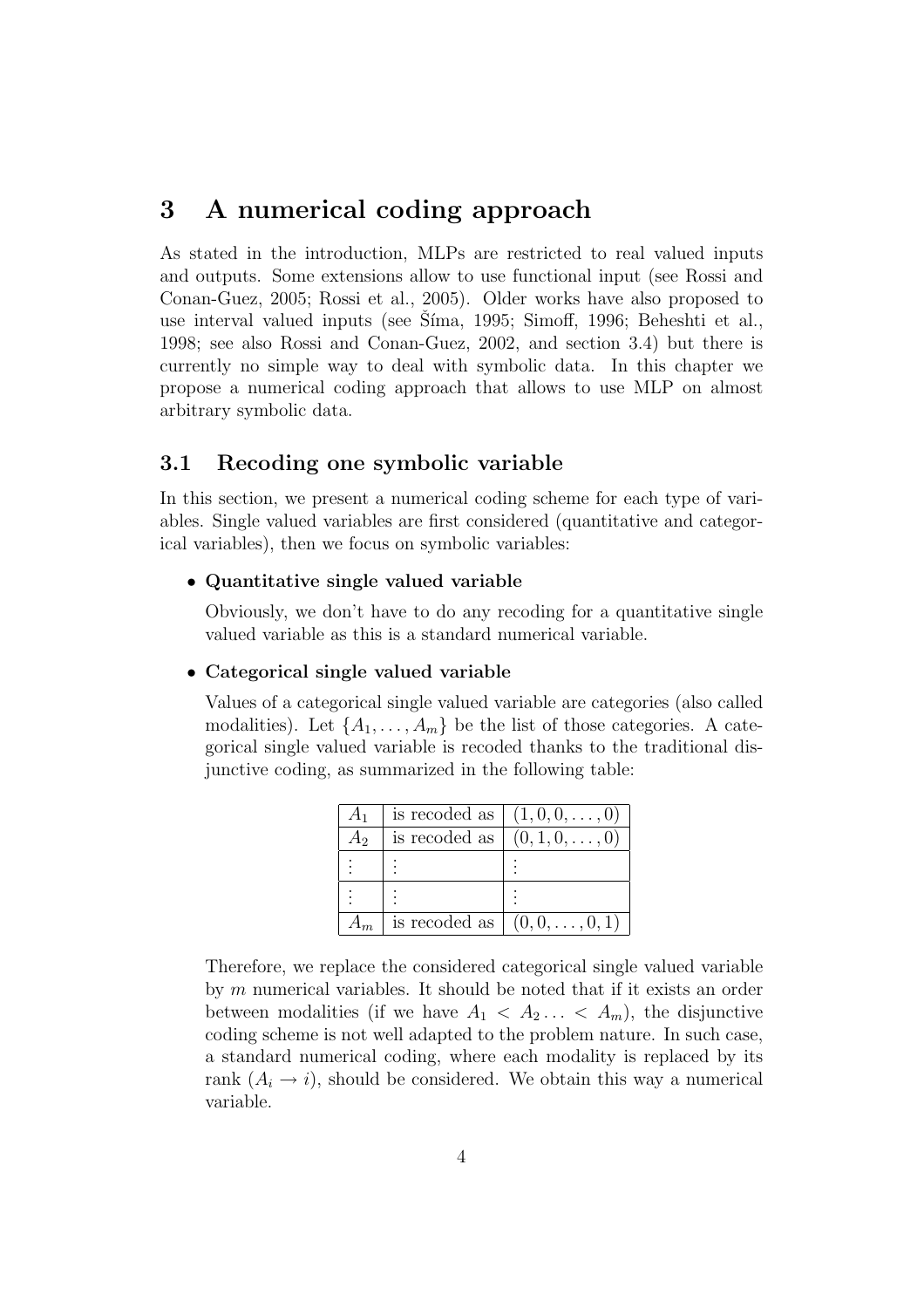## 3 A numerical coding approach

As stated in the introduction, MLPs are restricted to real valued inputs and outputs. Some extensions allow to use functional input (see Rossi and Conan-Guez, 2005; Rossi et al., 2005). Older works have also proposed to use interval valued inputs (see Šíma, 1995; Simoff, 1996; Beheshti et al., 1998; see also Rossi and Conan-Guez, 2002, and section 3.4) but there is currently no simple way to deal with symbolic data. In this chapter we propose a numerical coding approach that allows to use MLP on almost arbitrary symbolic data.

### 3.1 Recoding one symbolic variable

In this section, we present a numerical coding scheme for each type of variables. Single valued variables are first considered (quantitative and categorical variables), then we focus on symbolic variables:

- **Quantitative single valued variable**

  Obviously, we don't have to do any recoding for a quantitative single valued variable as this is a standard numerical variable.

- **Categorical single valued variable**

  Values of a categorical single valued variable are categories (also called modalities). Let $\{A_1, \ldots, A_m\}$ be the list of those categories. A categorical single valued variable is recoded thanks to the traditional disjunctive coding, as summarized in the following table:

  | | | |
  |---|---|---|
  | $A_1$ | is recoded as | $(1, 0, 0, \ldots, 0)$ |
  | $A_2$ | is recoded as | $(0, 1, 0, \ldots, 0)$ |
  | $\vdots$ | $\vdots$ | $\vdots$ |
  | $\vdots$ | $\vdots$ | $\vdots$ |
  | $A_m$ | is recoded as | $(0, 0, \ldots, 0, 1)$ |

  Therefore, we replace the considered categorical single valued variable by $m$ numerical variables. It should be noted that if it exists an order between modalities (if we have $A_1 < A_2 \ldots < A_m$), the disjunctive coding scheme is not well adapted to the problem nature. In such case, a standard numerical coding, where each modality is replaced by its rank ($A_i \to i$), should be considered. We obtain this way a numerical variable.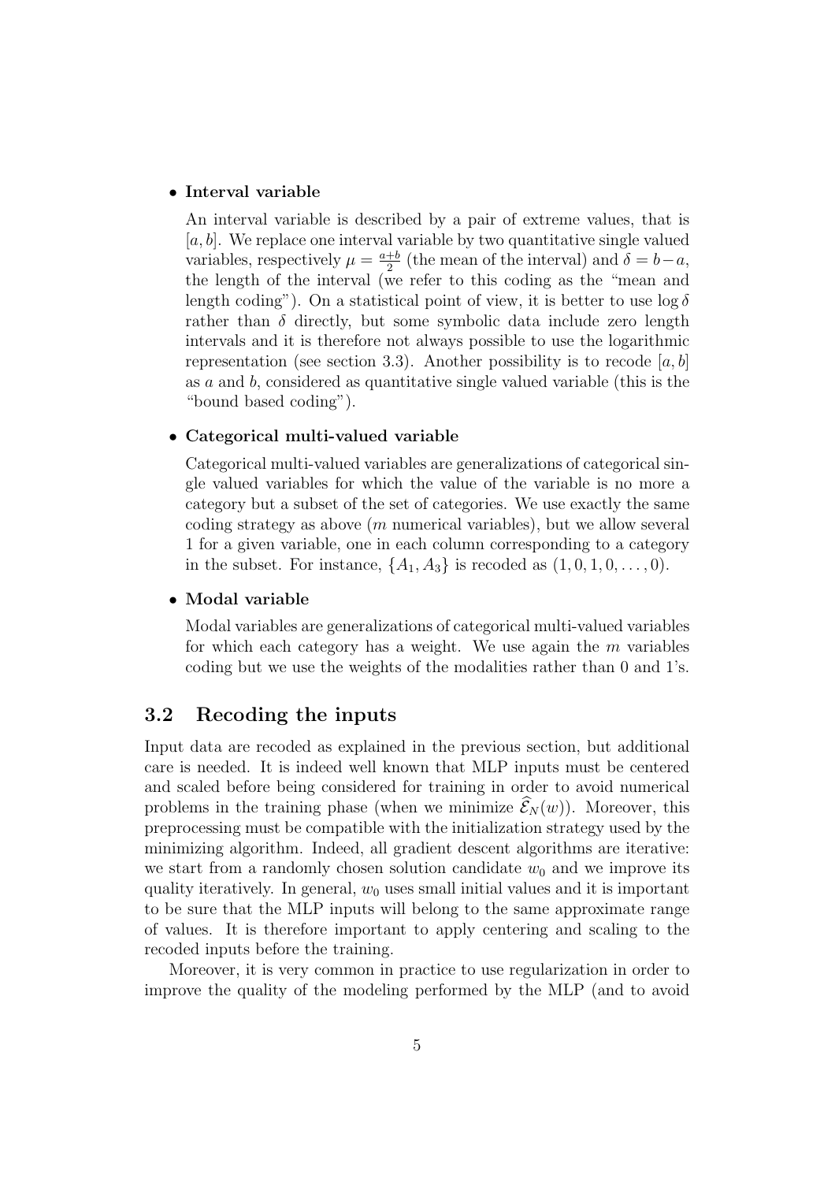- **Interval variable**

  An interval variable is described by a pair of extreme values, that is $[a, b]$. We replace one interval variable by two quantitative single valued variables, respectively $\mu = \frac{a+b}{2}$ (the mean of the interval) and $\delta = b - a$, the length of the interval (we refer to this coding as the "mean and length coding"). On a statistical point of view, it is better to use $\log \delta$ rather than $\delta$ directly, but some symbolic data include zero length intervals and it is therefore not always possible to use the logarithmic representation (see section 3.3). Another possibility is to recode $[a, b]$ as $a$ and $b$, considered as quantitative single valued variable (this is the "bound based coding").

- **Categorical multi-valued variable**

  Categorical multi-valued variables are generalizations of categorical single valued variables for which the value of the variable is no more a category but a subset of the set of categories. We use exactly the same coding strategy as above ($m$ numerical variables), but we allow several 1 for a given variable, one in each column corresponding to a category in the subset. For instance, $\{A_1, A_3\}$ is recoded as $(1, 0, 1, 0, \ldots, 0)$.

- **Modal variable**

  Modal variables are generalizations of categorical multi-valued variables for which each category has a weight. We use again the $m$ variables coding but we use the weights of the modalities rather than 0 and 1's.

## 3.2 Recoding the inputs

Input data are recoded as explained in the previous section, but additional care is needed. It is indeed well known that MLP inputs must be centered and scaled before being considered for training in order to avoid numerical problems in the training phase (when we minimize $\widehat{\mathcal{E}}_N(w)$). Moreover, this preprocessing must be compatible with the initialization strategy used by the minimizing algorithm. Indeed, all gradient descent algorithms are iterative: we start from a randomly chosen solution candidate $w_0$ and we improve its quality iteratively. In general, $w_0$ uses small initial values and it is important to be sure that the MLP inputs will belong to the same approximate range of values. It is therefore important to apply centering and scaling to the recoded inputs before the training.

Moreover, it is very common in practice to use regularization in order to improve the quality of the modeling performed by the MLP (and to avoid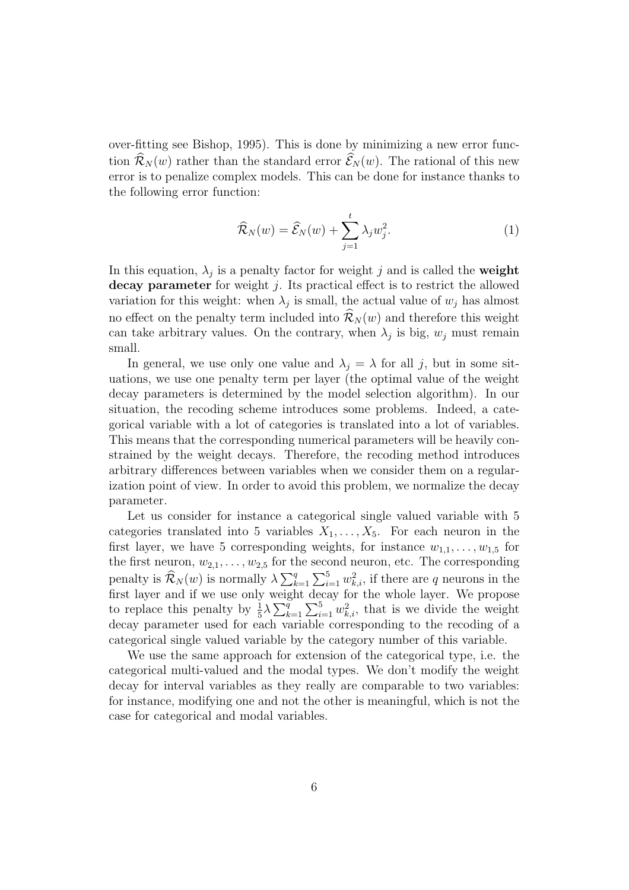over-fitting see Bishop, 1995). This is done by minimizing a new error function $\widehat{\mathcal{R}}_N(w)$ rather than the standard error $\widehat{\mathcal{E}}_N(w)$. The rational of this new error is to penalize complex models. This can be done for instance thanks to the following error function:

$$\widehat{\mathcal{R}}_N(w) = \widehat{\mathcal{E}}_N(w) + \sum_{j=1}^{t} \lambda_j w_j^2. \tag{1}$$

In this equation, $\lambda_j$ is a penalty factor for weight $j$ and is called the **weight decay parameter** for weight $j$. Its practical effect is to restrict the allowed variation for this weight: when $\lambda_j$ is small, the actual value of $w_j$ has almost no effect on the penalty term included into $\widehat{\mathcal{R}}_N(w)$ and therefore this weight can take arbitrary values. On the contrary, when $\lambda_j$ is big, $w_j$ must remain small.

In general, we use only one value and $\lambda_j = \lambda$ for all $j$, but in some situations, we use one penalty term per layer (the optimal value of the weight decay parameters is determined by the model selection algorithm). In our situation, the recoding scheme introduces some problems. Indeed, a categorical variable with a lot of categories is translated into a lot of variables. This means that the corresponding numerical parameters will be heavily constrained by the weight decays. Therefore, the recoding method introduces arbitrary differences between variables when we consider them on a regularization point of view. In order to avoid this problem, we normalize the decay parameter.

Let us consider for instance a categorical single valued variable with 5 categories translated into 5 variables $X_1, \ldots, X_5$. For each neuron in the first layer, we have 5 corresponding weights, for instance $w_{1,1}, \ldots, w_{1,5}$ for the first neuron, $w_{2,1}, \ldots, w_{2,5}$ for the second neuron, etc. The corresponding penalty is $\widehat{\mathcal{R}}_N(w)$ is normally $\lambda \sum_{k=1}^{q} \sum_{i=1}^{5} w_{k,i}^2$, if there are $q$ neurons in the first layer and if we use only weight decay for the whole layer. We propose to replace this penalty by $\frac{1}{5}\lambda \sum_{k=1}^{q} \sum_{i=1}^{5} w_{k,i}^2$, that is we divide the weight decay parameter used for each variable corresponding to the recoding of a categorical single valued variable by the category number of this variable.

We use the same approach for extension of the categorical type, i.e. the categorical multi-valued and the modal types. We don't modify the weight decay for interval variables as they really are comparable to two variables: for instance, modifying one and not the other is meaningful, which is not the case for categorical and modal variables.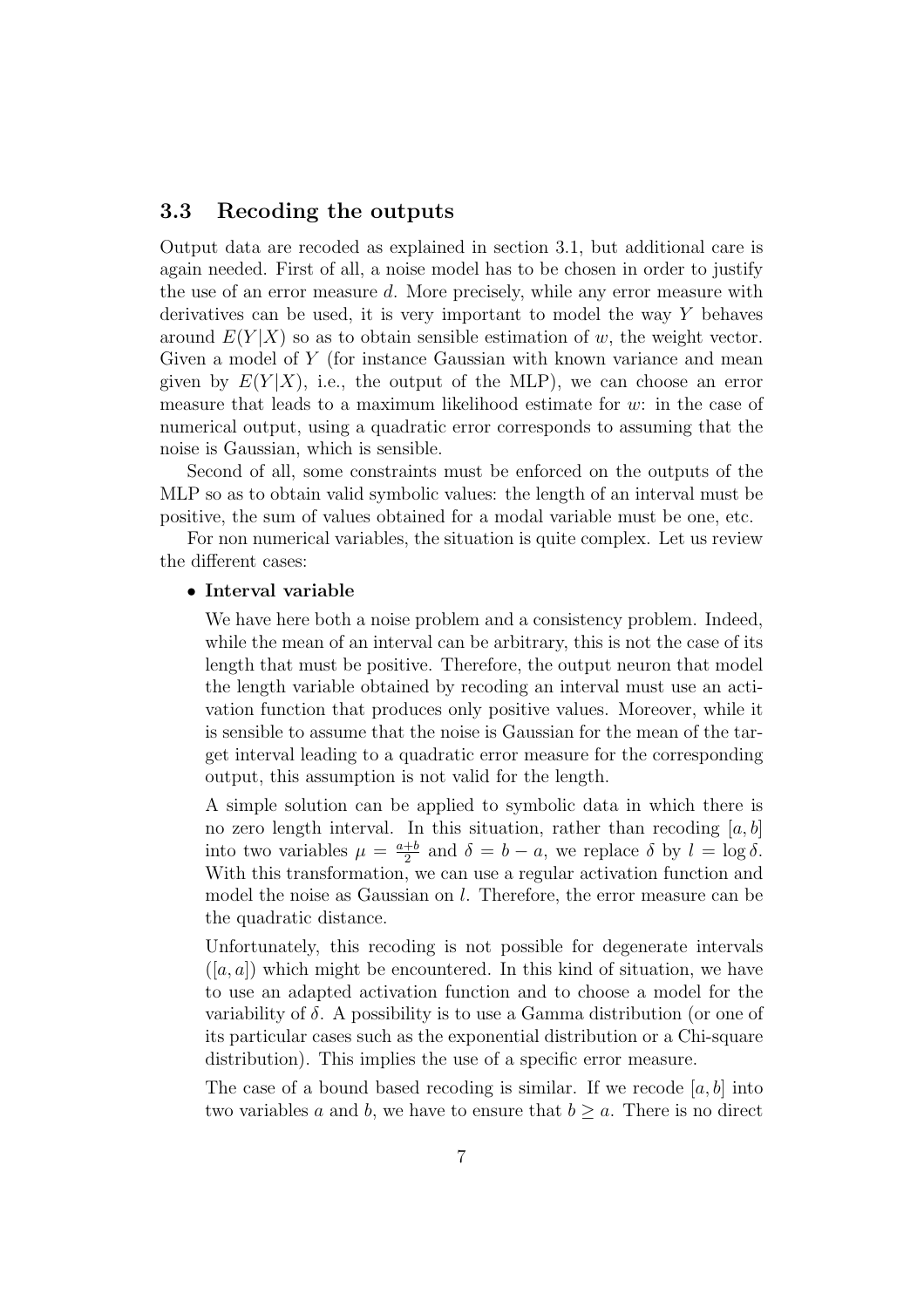### 3.3 Recoding the outputs

Output data are recoded as explained in section 3.1, but additional care is again needed. First of all, a noise model has to be chosen in order to justify the use of an error measure $d$. More precisely, while any error measure with derivatives can be used, it is very important to model the way $Y$ behaves around $E(Y|X)$ so as to obtain sensible estimation of $w$, the weight vector. Given a model of $Y$ (for instance Gaussian with known variance and mean given by $E(Y|X)$, i.e., the output of the MLP), we can choose an error measure that leads to a maximum likelihood estimate for $w$: in the case of numerical output, using a quadratic error corresponds to assuming that the noise is Gaussian, which is sensible.

Second of all, some constraints must be enforced on the outputs of the MLP so as to obtain valid symbolic values: the length of an interval must be positive, the sum of values obtained for a modal variable must be one, etc.

For non numerical variables, the situation is quite complex. Let us review the different cases:

- **Interval variable**

  We have here both a noise problem and a consistency problem. Indeed, while the mean of an interval can be arbitrary, this is not the case of its length that must be positive. Therefore, the output neuron that model the length variable obtained by recoding an interval must use an activation function that produces only positive values. Moreover, while it is sensible to assume that the noise is Gaussian for the mean of the target interval leading to a quadratic error measure for the corresponding output, this assumption is not valid for the length.

  A simple solution can be applied to symbolic data in which there is no zero length interval. In this situation, rather than recoding $[a, b]$ into two variables $\mu = \frac{a+b}{2}$ and $\delta = b - a$, we replace $\delta$ by $l = \log \delta$. With this transformation, we can use a regular activation function and model the noise as Gaussian on $l$. Therefore, the error measure can be the quadratic distance.

  Unfortunately, this recoding is not possible for degenerate intervals ($[a, a]$) which might be encountered. In this kind of situation, we have to use an adapted activation function and to choose a model for the variability of $\delta$. A possibility is to use a Gamma distribution (or one of its particular cases such as the exponential distribution or a Chi-square distribution). This implies the use of a specific error measure.

  The case of a bound based recoding is similar. If we recode $[a, b]$ into two variables $a$ and $b$, we have to ensure that $b \geq a$. There is no direct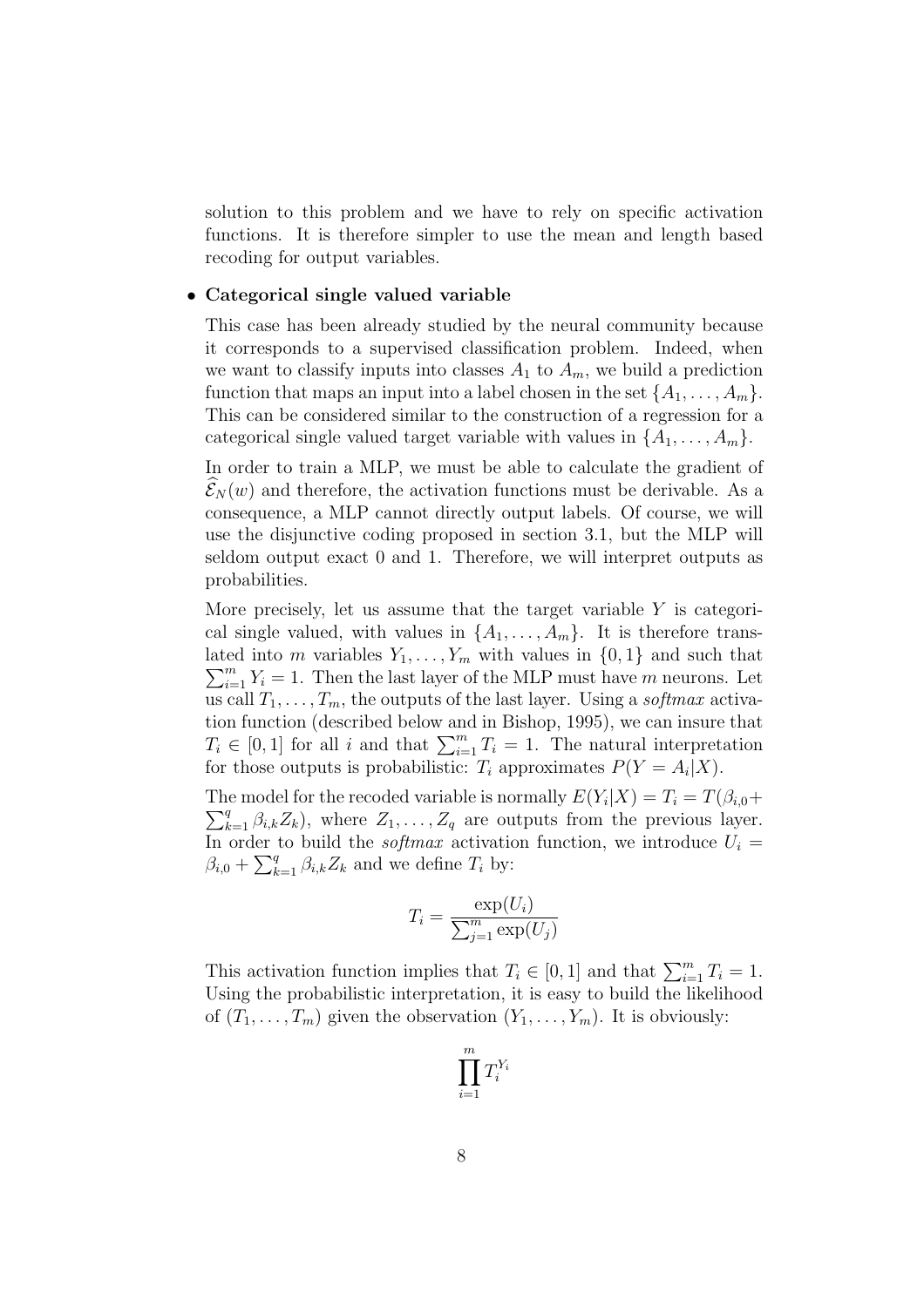solution to this problem and we have to rely on specific activation functions. It is therefore simpler to use the mean and length based recoding for output variables.

- **Categorical single valued variable**

  This case has been already studied by the neural community because it corresponds to a supervised classification problem. Indeed, when we want to classify inputs into classes $A_1$ to $A_m$, we build a prediction function that maps an input into a label chosen in the set $\{A_1, \ldots, A_m\}$. This can be considered similar to the construction of a regression for a categorical single valued target variable with values in $\{A_1, \ldots, A_m\}$.

  In order to train a MLP, we must be able to calculate the gradient of $\widehat{\mathcal{E}}_N(w)$ and therefore, the activation functions must be derivable. As a consequence, a MLP cannot directly output labels. Of course, we will use the disjunctive coding proposed in section 3.1, but the MLP will seldom output exact 0 and 1. Therefore, we will interpret outputs as probabilities.

  More precisely, let us assume that the target variable $Y$ is categorical single valued, with values in $\{A_1, \ldots, A_m\}$. It is therefore translated into $m$ variables $Y_1, \ldots, Y_m$ with values in $\{0, 1\}$ and such that $\sum_{i=1}^{m} Y_i = 1$. Then the last layer of the MLP must have $m$ neurons. Let us call $T_1, \ldots, T_m$, the outputs of the last layer. Using a *softmax* activation function (described below and in Bishop, 1995), we can insure that $T_i \in [0, 1]$ for all $i$ and that $\sum_{i=1}^{m} T_i = 1$. The natural interpretation for those outputs is probabilistic: $T_i$ approximates $P(Y = A_i|X)$.

  The model for the recoded variable is normally $E(Y_i|X) = T_i = T(\beta_{i,0} + \sum_{k=1}^{q} \beta_{i,k} Z_k)$, where $Z_1, \ldots, Z_q$ are outputs from the previous layer. In order to build the *softmax* activation function, we introduce $U_i = \beta_{i,0} + \sum_{k=1}^{q} \beta_{i,k} Z_k$ and we define $T_i$ by:

  $$T_i = \frac{\exp(U_i)}{\sum_{j=1}^{m} \exp(U_j)}$$

  This activation function implies that $T_i \in [0, 1]$ and that $\sum_{i=1}^{m} T_i = 1$. Using the probabilistic interpretation, it is easy to build the likelihood of $(T_1, \ldots, T_m)$ given the observation $(Y_1, \ldots, Y_m)$. It is obviously:

  $$\prod_{i=1}^{m} T_i^{Y_i}$$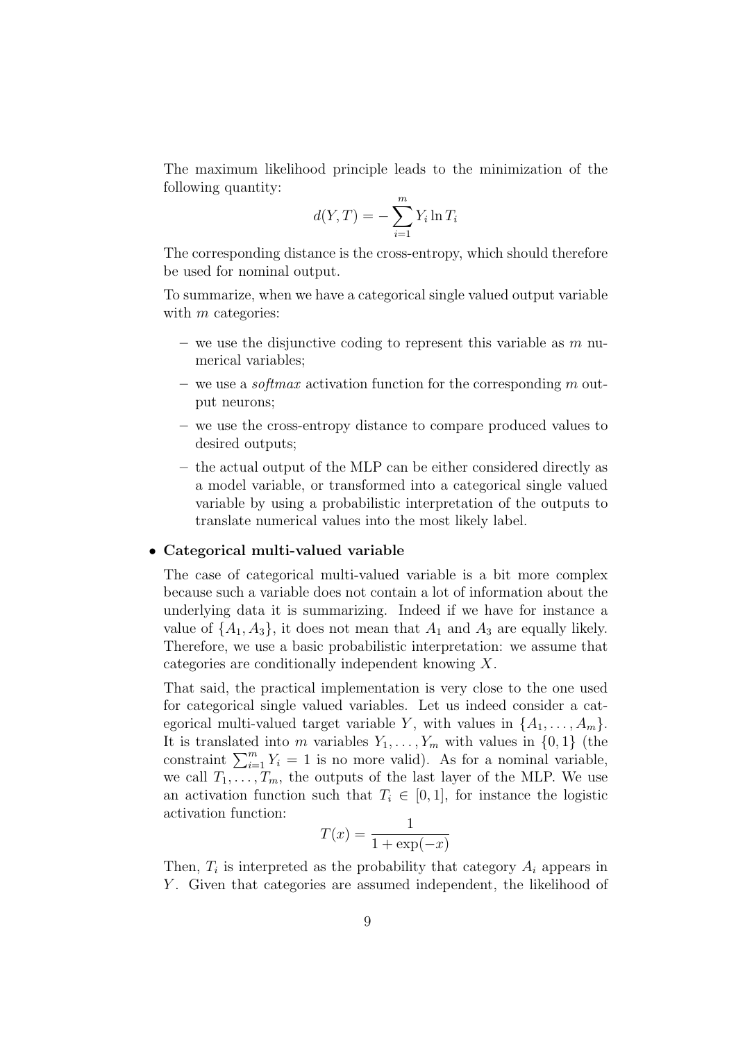The maximum likelihood principle leads to the minimization of the following quantity:

$$d(Y,T) = -\sum_{i=1}^{m} Y_i \ln T_i$$

The corresponding distance is the cross-entropy, which should therefore be used for nominal output.

To summarize, when we have a categorical single valued output variable with $m$ categories:

- we use the disjunctive coding to represent this variable as $m$ numerical variables;
- we use a *softmax* activation function for the corresponding $m$ output neurons;
- we use the cross-entropy distance to compare produced values to desired outputs;
- the actual output of the MLP can be either considered directly as a model variable, or transformed into a categorical single valued variable by using a probabilistic interpretation of the outputs to translate numerical values into the most likely label.

- **Categorical multi-valued variable**

  The case of categorical multi-valued variable is a bit more complex because such a variable does not contain a lot of information about the underlying data it is summarizing. Indeed if we have for instance a value of $\{A_1, A_3\}$, it does not mean that $A_1$ and $A_3$ are equally likely. Therefore, we use a basic probabilistic interpretation: we assume that categories are conditionally independent knowing $X$.

  That said, the practical implementation is very close to the one used for categorical single valued variables. Let us indeed consider a categorical multi-valued target variable $Y$, with values in $\{A_1, \ldots, A_m\}$. It is translated into $m$ variables $Y_1, \ldots, Y_m$ with values in $\{0, 1\}$ (the constraint $\sum_{i=1}^{m} Y_i = 1$ is no more valid). As for a nominal variable, we call $T_1, \ldots, T_m$, the outputs of the last layer of the MLP. We use an activation function such that $T_i \in [0, 1]$, for instance the logistic activation function:

$$T(x) = \frac{1}{1 + \exp(-x)}$$

  Then, $T_i$ is interpreted as the probability that category $A_i$ appears in $Y$. Given that categories are assumed independent, the likelihood of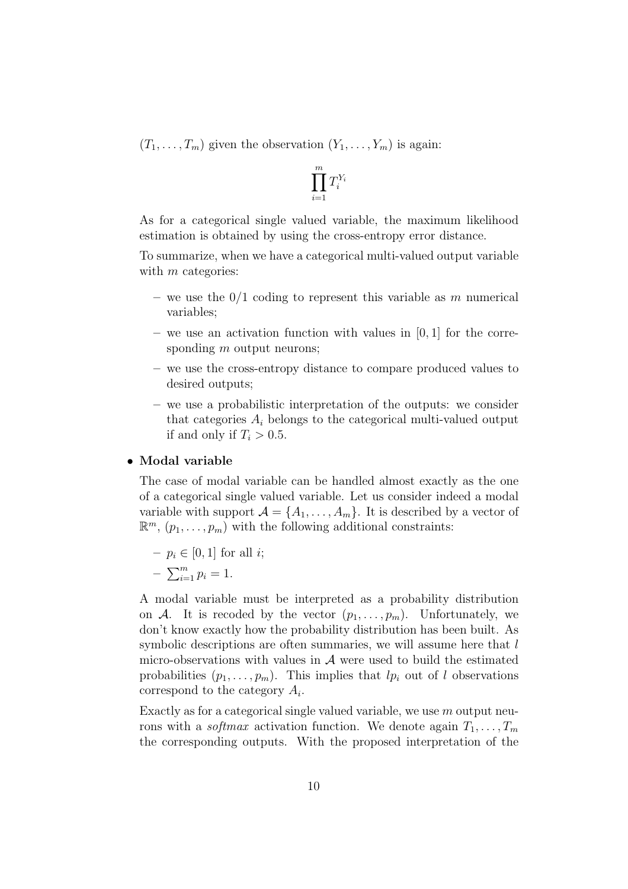$(T_1, \ldots, T_m)$ given the observation $(Y_1, \ldots, Y_m)$ is again:

$$\prod_{i=1}^{m} T_i^{Y_i}$$

As for a categorical single valued variable, the maximum likelihood estimation is obtained by using the cross-entropy error distance.

To summarize, when we have a categorical multi-valued output variable with $m$ categories:

- we use the 0/1 coding to represent this variable as $m$ numerical variables;
- we use an activation function with values in $[0, 1]$ for the corresponding $m$ output neurons;
- we use the cross-entropy distance to compare produced values to desired outputs;
- we use a probabilistic interpretation of the outputs: we consider that categories $A_i$ belongs to the categorical multi-valued output if and only if $T_i > 0.5$.

- **Modal variable**

  The case of modal variable can be handled almost exactly as the one of a categorical single valued variable. Let us consider indeed a modal variable with support $\mathcal{A} = \{A_1, \ldots, A_m\}$. It is described by a vector of $\mathbb{R}^m$, $(p_1, \ldots, p_m)$ with the following additional constraints:

  - $p_i \in [0, 1]$ for all $i$;
  - $\sum_{i=1}^{m} p_i = 1$.

  A modal variable must be interpreted as a probability distribution on $\mathcal{A}$. It is recoded by the vector $(p_1, \ldots, p_m)$. Unfortunately, we don't know exactly how the probability distribution has been built. As symbolic descriptions are often summaries, we will assume here that $l$ micro-observations with values in $\mathcal{A}$ were used to build the estimated probabilities $(p_1, \ldots, p_m)$. This implies that $lp_i$ out of $l$ observations correspond to the category $A_i$.

  Exactly as for a categorical single valued variable, we use $m$ output neurons with a *softmax* activation function. We denote again $T_1, \ldots, T_m$ the corresponding outputs. With the proposed interpretation of the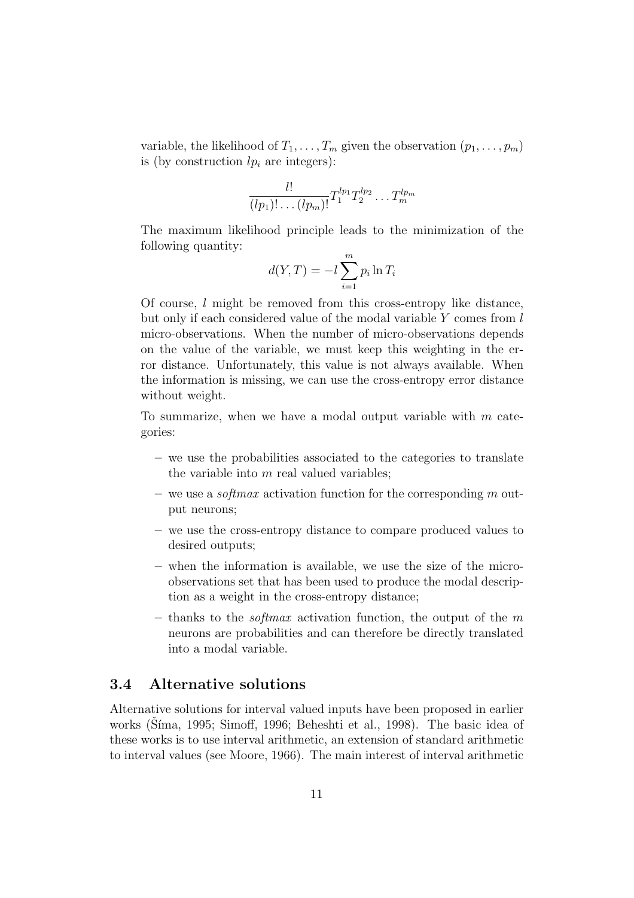variable, the likelihood of $T_1, \ldots, T_m$ given the observation $(p_1, \ldots, p_m)$ is (by construction $lp_i$ are integers):

$$\frac{l!}{(lp_1)! \ldots (lp_m)!} T_1^{lp_1} T_2^{lp_2} \ldots T_m^{lp_m}$$

The maximum likelihood principle leads to the minimization of the following quantity:

$$d(Y, T) = -l \sum_{i=1}^{m} p_i \ln T_i$$

Of course, $l$ might be removed from this cross-entropy like distance, but only if each considered value of the modal variable $Y$ comes from $l$ micro-observations. When the number of micro-observations depends on the value of the variable, we must keep this weighting in the error distance. Unfortunately, this value is not always available. When the information is missing, we can use the cross-entropy error distance without weight.

To summarize, when we have a modal output variable with $m$ categories:

– we use the probabilities associated to the categories to translate the variable into $m$ real valued variables;

– we use a *softmax* activation function for the corresponding $m$ output neurons;

– we use the cross-entropy distance to compare produced values to desired outputs;

– when the information is available, we use the size of the micro-observations set that has been used to produce the modal description as a weight in the cross-entropy distance;

– thanks to the *softmax* activation function, the output of the $m$ neurons are probabilities and can therefore be directly translated into a modal variable.

### 3.4 Alternative solutions

Alternative solutions for interval valued inputs have been proposed in earlier works (Šíma, 1995; Simoff, 1996; Beheshti et al., 1998). The basic idea of these works is to use interval arithmetic, an extension of standard arithmetic to interval values (see Moore, 1966). The main interest of interval arithmetic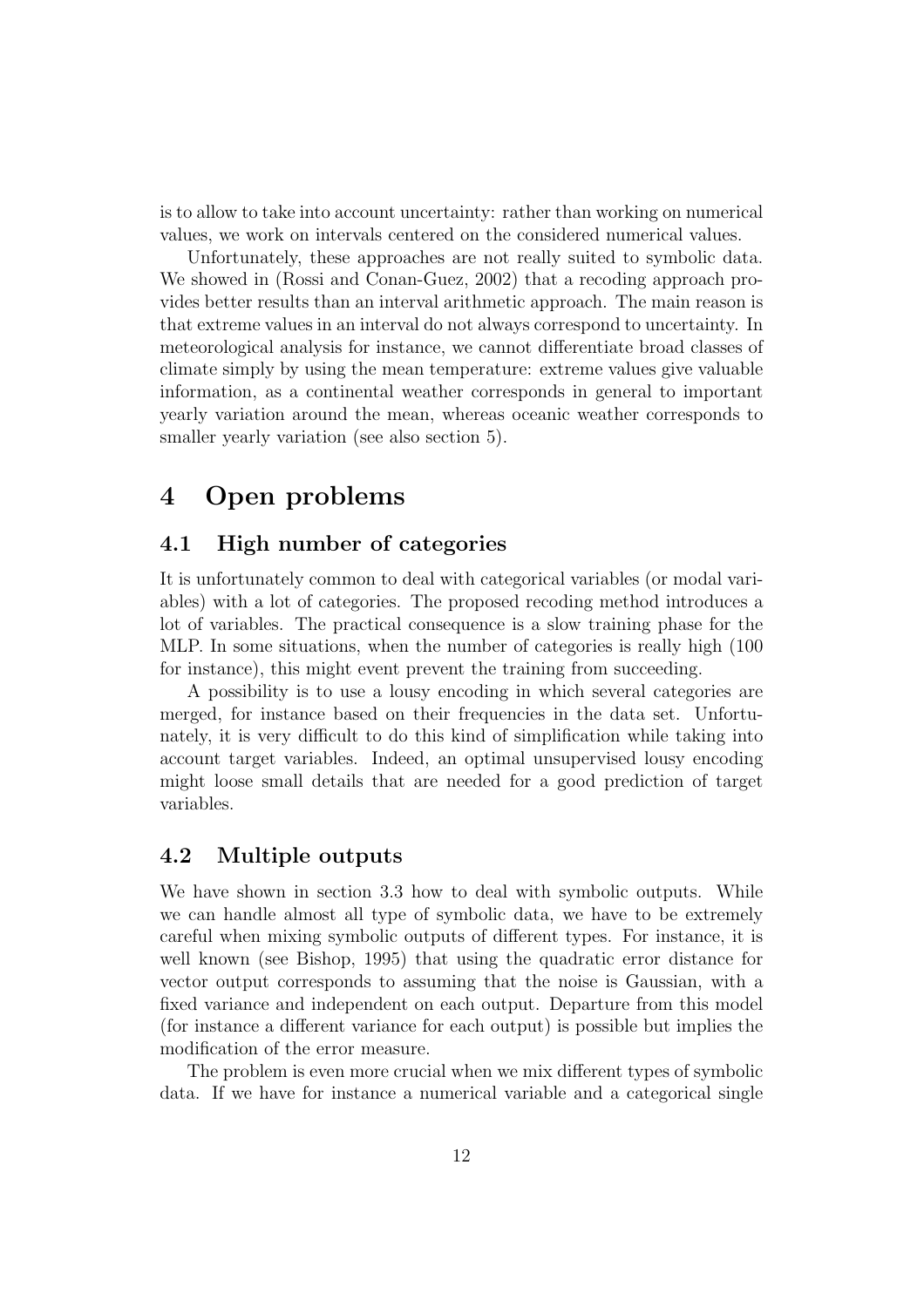is to allow to take into account uncertainty: rather than working on numerical values, we work on intervals centered on the considered numerical values.

Unfortunately, these approaches are not really suited to symbolic data. We showed in (Rossi and Conan-Guez, 2002) that a recoding approach provides better results than an interval arithmetic approach. The main reason is that extreme values in an interval do not always correspond to uncertainty. In meteorological analysis for instance, we cannot differentiate broad classes of climate simply by using the mean temperature: extreme values give valuable information, as a continental weather corresponds in general to important yearly variation around the mean, whereas oceanic weather corresponds to smaller yearly variation (see also section 5).

# 4 Open problems

## 4.1 High number of categories

It is unfortunately common to deal with categorical variables (or modal variables) with a lot of categories. The proposed recoding method introduces a lot of variables. The practical consequence is a slow training phase for the MLP. In some situations, when the number of categories is really high (100 for instance), this might event prevent the training from succeeding.

A possibility is to use a lousy encoding in which several categories are merged, for instance based on their frequencies in the data set. Unfortunately, it is very difficult to do this kind of simplification while taking into account target variables. Indeed, an optimal unsupervised lousy encoding might loose small details that are needed for a good prediction of target variables.

## 4.2 Multiple outputs

We have shown in section 3.3 how to deal with symbolic outputs. While we can handle almost all type of symbolic data, we have to be extremely careful when mixing symbolic outputs of different types. For instance, it is well known (see Bishop, 1995) that using the quadratic error distance for vector output corresponds to assuming that the noise is Gaussian, with a fixed variance and independent on each output. Departure from this model (for instance a different variance for each output) is possible but implies the modification of the error measure.

The problem is even more crucial when we mix different types of symbolic data. If we have for instance a numerical variable and a categorical single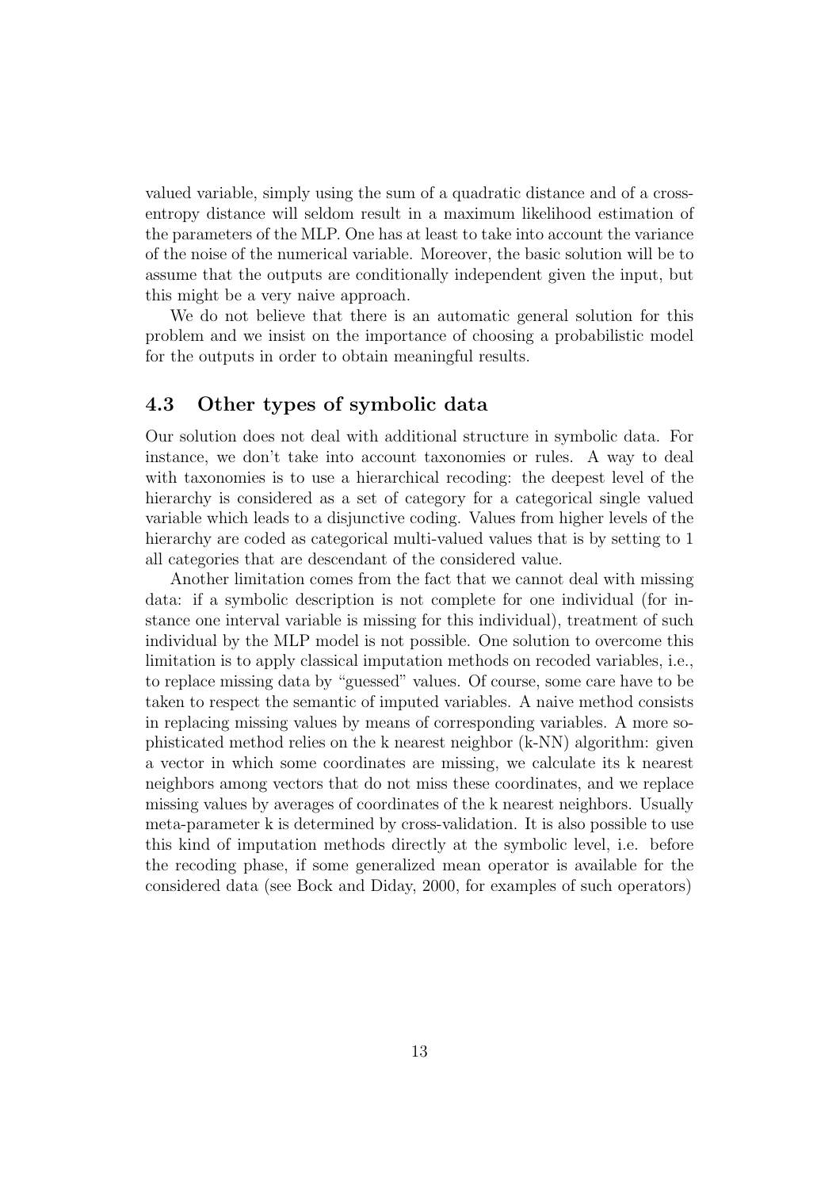valued variable, simply using the sum of a quadratic distance and of a cross-entropy distance will seldom result in a maximum likelihood estimation of the parameters of the MLP. One has at least to take into account the variance of the noise of the numerical variable. Moreover, the basic solution will be to assume that the outputs are conditionally independent given the input, but this might be a very naive approach.

We do not believe that there is an automatic general solution for this problem and we insist on the importance of choosing a probabilistic model for the outputs in order to obtain meaningful results.

### 4.3 Other types of symbolic data

Our solution does not deal with additional structure in symbolic data. For instance, we don't take into account taxonomies or rules. A way to deal with taxonomies is to use a hierarchical recoding: the deepest level of the hierarchy is considered as a set of category for a categorical single valued variable which leads to a disjunctive coding. Values from higher levels of the hierarchy are coded as categorical multi-valued values that is by setting to 1 all categories that are descendant of the considered value.

Another limitation comes from the fact that we cannot deal with missing data: if a symbolic description is not complete for one individual (for instance one interval variable is missing for this individual), treatment of such individual by the MLP model is not possible. One solution to overcome this limitation is to apply classical imputation methods on recoded variables, i.e., to replace missing data by "guessed" values. Of course, some care have to be taken to respect the semantic of imputed variables. A naive method consists in replacing missing values by means of corresponding variables. A more sophisticated method relies on the k nearest neighbor (k-NN) algorithm: given a vector in which some coordinates are missing, we calculate its k nearest neighbors among vectors that do not miss these coordinates, and we replace missing values by averages of coordinates of the k nearest neighbors. Usually meta-parameter k is determined by cross-validation. It is also possible to use this kind of imputation methods directly at the symbolic level, i.e. before the recoding phase, if some generalized mean operator is available for the considered data (see Bock and Diday, 2000, for examples of such operators)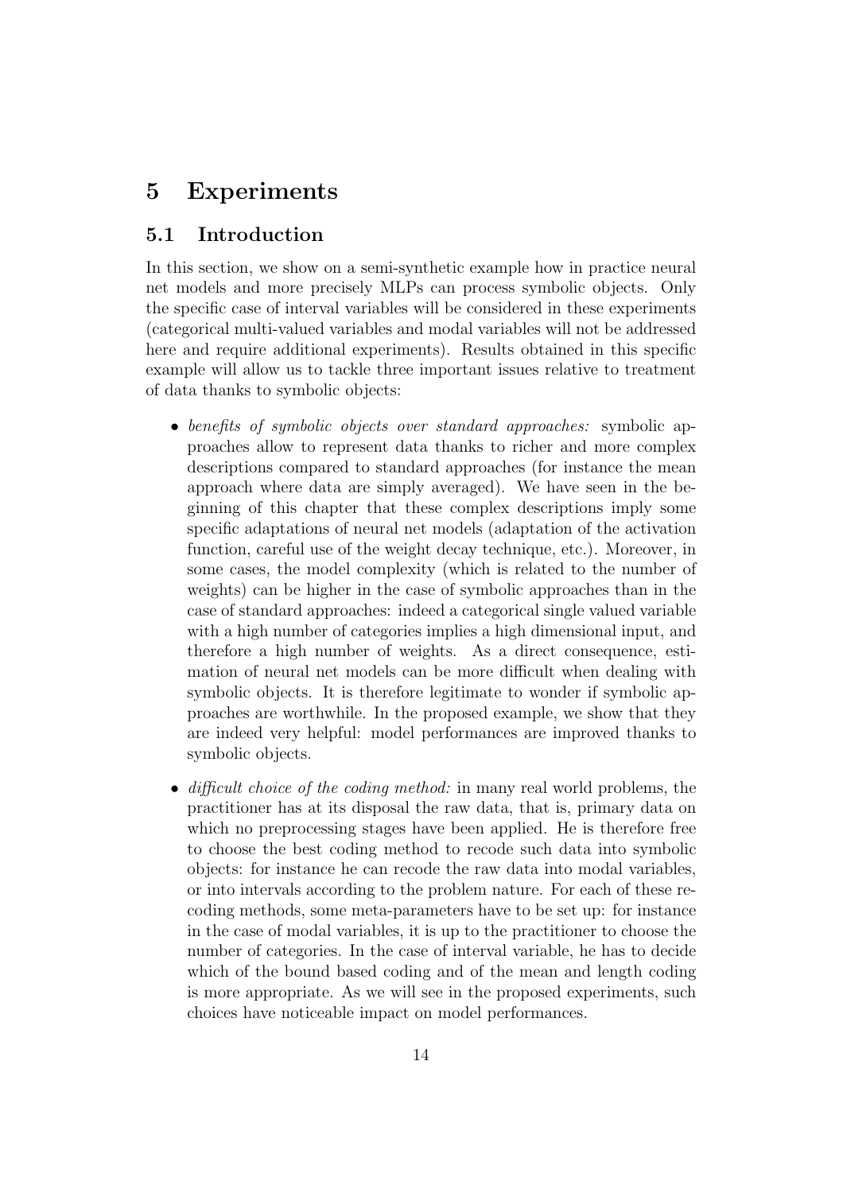# 5 Experiments

## 5.1 Introduction

In this section, we show on a semi-synthetic example how in practice neural net models and more precisely MLPs can process symbolic objects. Only the specific case of interval variables will be considered in these experiments (categorical multi-valued variables and modal variables will not be addressed here and require additional experiments). Results obtained in this specific example will allow us to tackle three important issues relative to treatment of data thanks to symbolic objects:

- *benefits of symbolic objects over standard approaches:* symbolic approaches allow to represent data thanks to richer and more complex descriptions compared to standard approaches (for instance the mean approach where data are simply averaged). We have seen in the beginning of this chapter that these complex descriptions imply some specific adaptations of neural net models (adaptation of the activation function, careful use of the weight decay technique, etc.). Moreover, in some cases, the model complexity (which is related to the number of weights) can be higher in the case of symbolic approaches than in the case of standard approaches: indeed a categorical single valued variable with a high number of categories implies a high dimensional input, and therefore a high number of weights. As a direct consequence, estimation of neural net models can be more difficult when dealing with symbolic objects. It is therefore legitimate to wonder if symbolic approaches are worthwhile. In the proposed example, we show that they are indeed very helpful: model performances are improved thanks to symbolic objects.
- *difficult choice of the coding method:* in many real world problems, the practitioner has at its disposal the raw data, that is, primary data on which no preprocessing stages have been applied. He is therefore free to choose the best coding method to recode such data into symbolic objects: for instance he can recode the raw data into modal variables, or into intervals according to the problem nature. For each of these recoding methods, some meta-parameters have to be set up: for instance in the case of modal variables, it is up to the practitioner to choose the number of categories. In the case of interval variable, he has to decide which of the bound based coding and of the mean and length coding is more appropriate. As we will see in the proposed experiments, such choices have noticeable impact on model performances.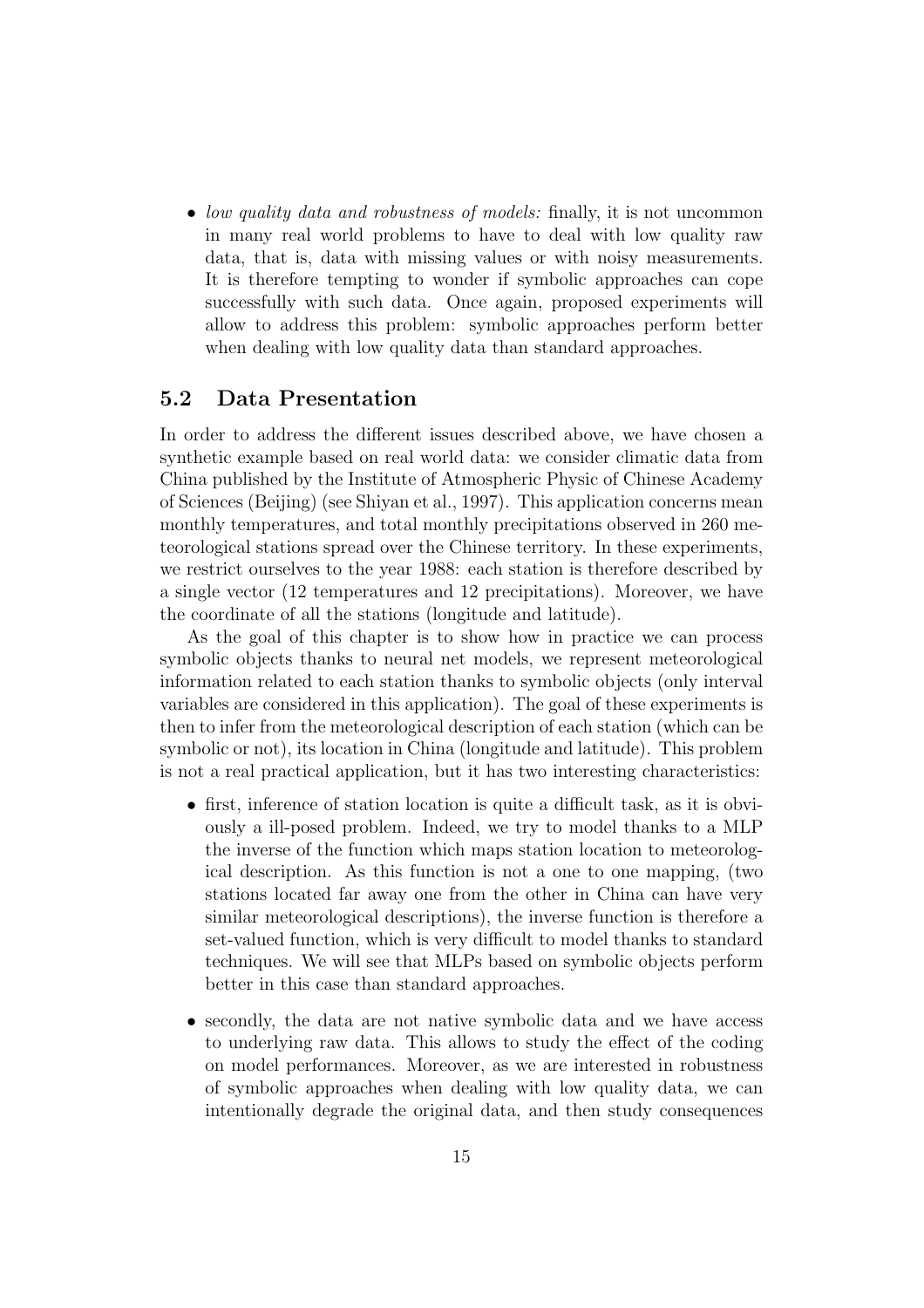- *low quality data and robustness of models:* finally, it is not uncommon in many real world problems to have to deal with low quality raw data, that is, data with missing values or with noisy measurements. It is therefore tempting to wonder if symbolic approaches can cope successfully with such data. Once again, proposed experiments will allow to address this problem: symbolic approaches perform better when dealing with low quality data than standard approaches.

## 5.2 Data Presentation

In order to address the different issues described above, we have chosen a synthetic example based on real world data: we consider climatic data from China published by the Institute of Atmospheric Physic of Chinese Academy of Sciences (Beijing) (see Shiyan et al., 1997). This application concerns mean monthly temperatures, and total monthly precipitations observed in 260 meteorological stations spread over the Chinese territory. In these experiments, we restrict ourselves to the year 1988: each station is therefore described by a single vector (12 temperatures and 12 precipitations). Moreover, we have the coordinate of all the stations (longitude and latitude).

As the goal of this chapter is to show how in practice we can process symbolic objects thanks to neural net models, we represent meteorological information related to each station thanks to symbolic objects (only interval variables are considered in this application). The goal of these experiments is then to infer from the meteorological description of each station (which can be symbolic or not), its location in China (longitude and latitude). This problem is not a real practical application, but it has two interesting characteristics:

- first, inference of station location is quite a difficult task, as it is obviously a ill-posed problem. Indeed, we try to model thanks to a MLP the inverse of the function which maps station location to meteorological description. As this function is not a one to one mapping, (two stations located far away one from the other in China can have very similar meteorological descriptions), the inverse function is therefore a set-valued function, which is very difficult to model thanks to standard techniques. We will see that MLPs based on symbolic objects perform better in this case than standard approaches.

- secondly, the data are not native symbolic data and we have access to underlying raw data. This allows to study the effect of the coding on model performances. Moreover, as we are interested in robustness of symbolic approaches when dealing with low quality data, we can intentionally degrade the original data, and then study consequences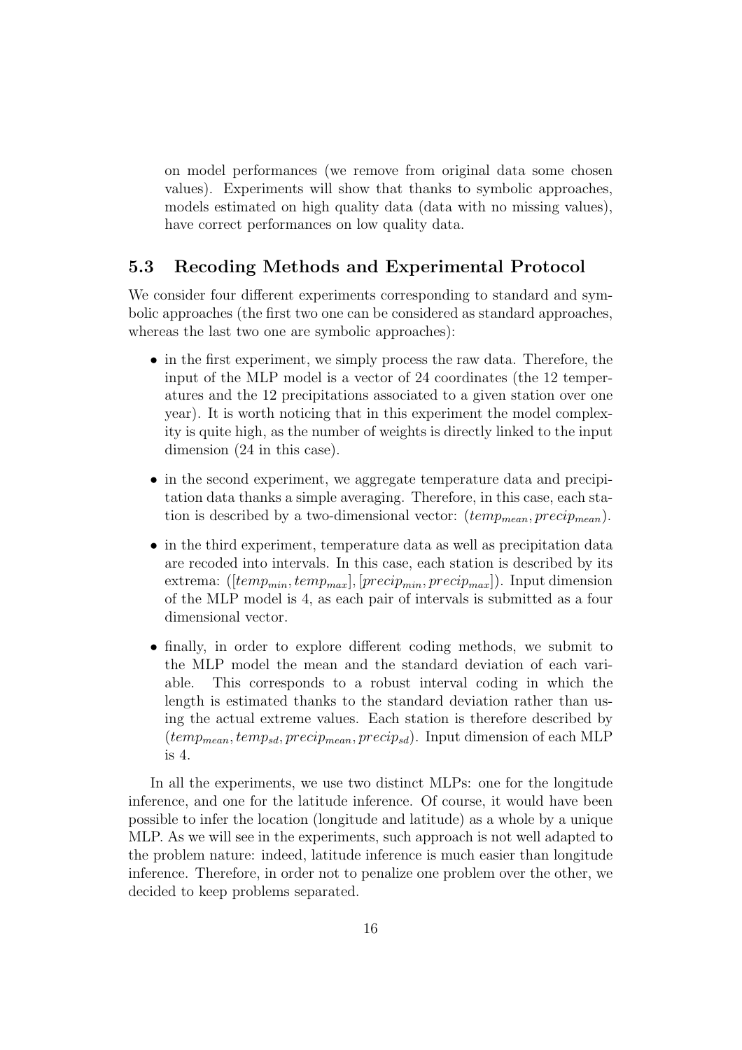on model performances (we remove from original data some chosen values). Experiments will show that thanks to symbolic approaches, models estimated on high quality data (data with no missing values), have correct performances on low quality data.

## 5.3 Recoding Methods and Experimental Protocol

We consider four different experiments corresponding to standard and symbolic approaches (the first two one can be considered as standard approaches, whereas the last two one are symbolic approaches):

- in the first experiment, we simply process the raw data. Therefore, the input of the MLP model is a vector of 24 coordinates (the 12 temperatures and the 12 precipitations associated to a given station over one year). It is worth noticing that in this experiment the model complexity is quite high, as the number of weights is directly linked to the input dimension (24 in this case).
- in the second experiment, we aggregate temperature data and precipitation data thanks a simple averaging. Therefore, in this case, each station is described by a two-dimensional vector: $(temp_{mean}, precip_{mean})$.
- in the third experiment, temperature data as well as precipitation data are recoded into intervals. In this case, each station is described by its extrema: $([temp_{min}, temp_{max}], [precip_{min}, precip_{max}])$. Input dimension of the MLP model is 4, as each pair of intervals is submitted as a four dimensional vector.
- finally, in order to explore different coding methods, we submit to the MLP model the mean and the standard deviation of each variable. This corresponds to a robust interval coding in which the length is estimated thanks to the standard deviation rather than using the actual extreme values. Each station is therefore described by $(temp_{mean}, temp_{sd}, precip_{mean}, precip_{sd})$. Input dimension of each MLP is 4.

In all the experiments, we use two distinct MLPs: one for the longitude inference, and one for the latitude inference. Of course, it would have been possible to infer the location (longitude and latitude) as a whole by a unique MLP. As we will see in the experiments, such approach is not well adapted to the problem nature: indeed, latitude inference is much easier than longitude inference. Therefore, in order not to penalize one problem over the other, we decided to keep problems separated.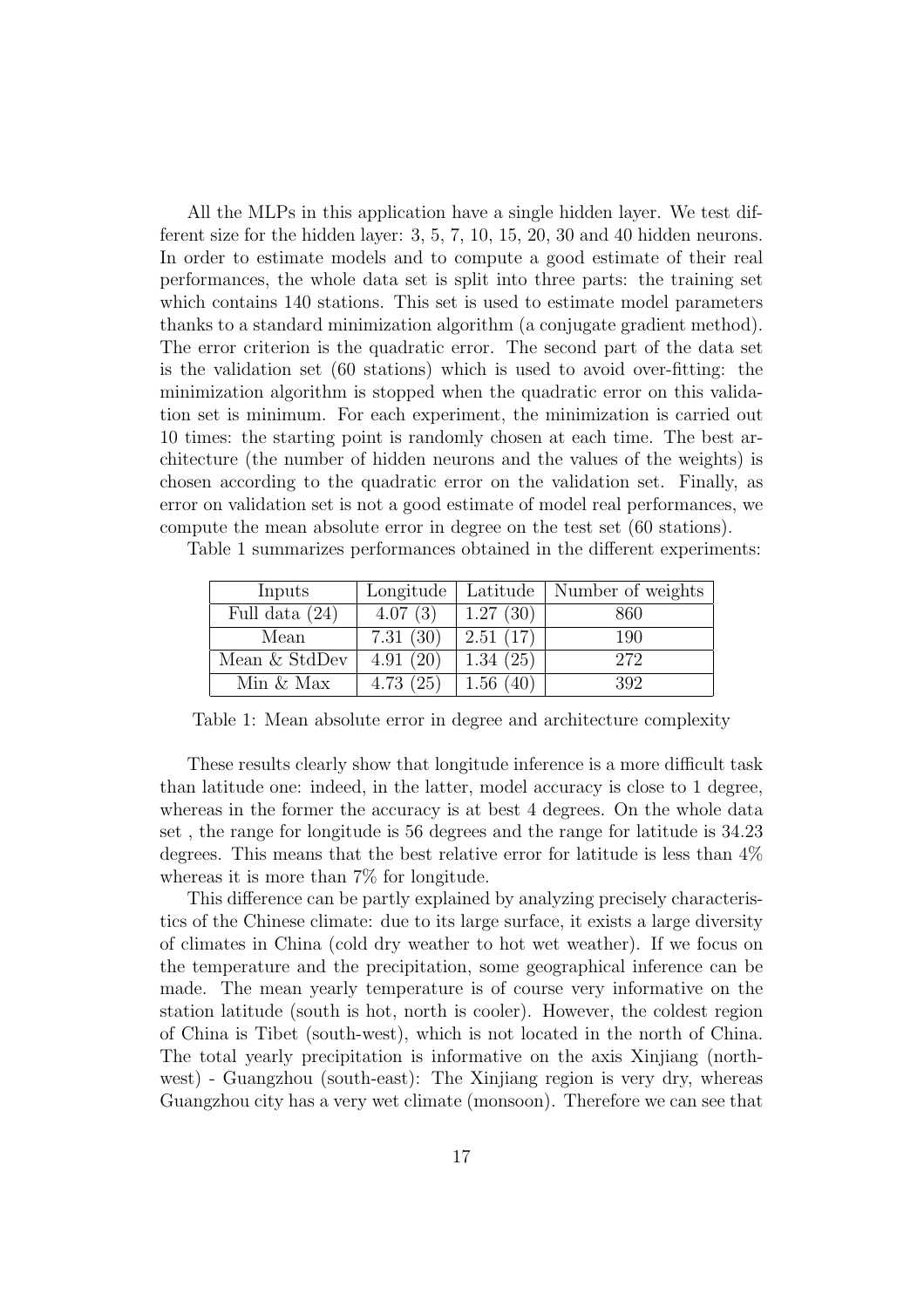All the MLPs in this application have a single hidden layer. We test different size for the hidden layer: 3, 5, 7, 10, 15, 20, 30 and 40 hidden neurons. In order to estimate models and to compute a good estimate of their real performances, the whole data set is split into three parts: the training set which contains 140 stations. This set is used to estimate model parameters thanks to a standard minimization algorithm (a conjugate gradient method). The error criterion is the quadratic error. The second part of the data set is the validation set (60 stations) which is used to avoid over-fitting: the minimization algorithm is stopped when the quadratic error on this validation set is minimum. For each experiment, the minimization is carried out 10 times: the starting point is randomly chosen at each time. The best architecture (the number of hidden neurons and the values of the weights) is chosen according to the quadratic error on the validation set. Finally, as error on validation set is not a good estimate of model real performances, we compute the mean absolute error in degree on the test set (60 stations).

Table 1 summarizes performances obtained in the different experiments:

| Inputs | Longitude | Latitude | Number of weights |
|---|---|---|---|
| Full data (24) | 4.07 (3) | 1.27 (30) | 860 |
| Mean | 7.31 (30) | 2.51 (17) | 190 |
| Mean & StdDev | 4.91 (20) | 1.34 (25) | 272 |
| Min & Max | 4.73 (25) | 1.56 (40) | 392 |

Table 1: Mean absolute error in degree and architecture complexity

These results clearly show that longitude inference is a more difficult task than latitude one: indeed, in the latter, model accuracy is close to 1 degree, whereas in the former the accuracy is at best 4 degrees. On the whole data set , the range for longitude is 56 degrees and the range for latitude is 34.23 degrees. This means that the best relative error for latitude is less than 4% whereas it is more than 7% for longitude.

This difference can be partly explained by analyzing precisely characteristics of the Chinese climate: due to its large surface, it exists a large diversity of climates in China (cold dry weather to hot wet weather). If we focus on the temperature and the precipitation, some geographical inference can be made. The mean yearly temperature is of course very informative on the station latitude (south is hot, north is cooler). However, the coldest region of China is Tibet (south-west), which is not located in the north of China. The total yearly precipitation is informative on the axis Xinjiang (north-west) - Guangzhou (south-east): The Xinjiang region is very dry, whereas Guangzhou city has a very wet climate (monsoon). Therefore we can see that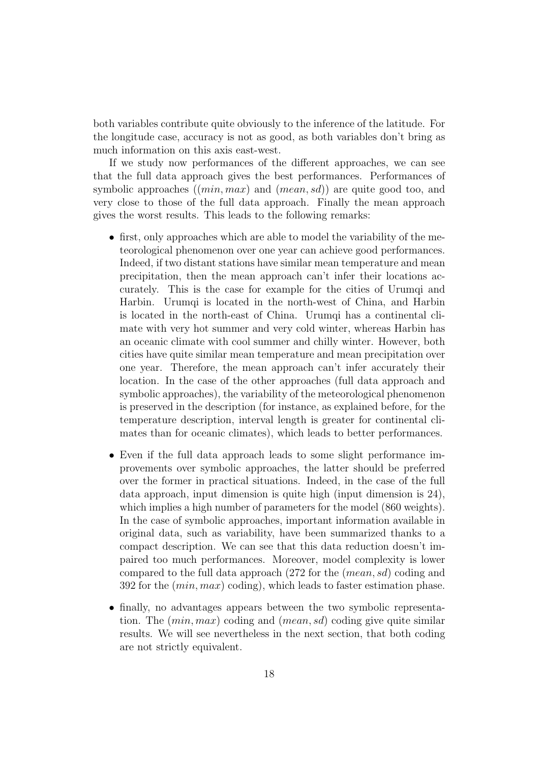both variables contribute quite obviously to the inference of the latitude. For the longitude case, accuracy is not as good, as both variables don't bring as much information on this axis east-west.

If we study now performances of the different approaches, we can see that the full data approach gives the best performances. Performances of symbolic approaches ($(min, max)$ and $(mean, sd)$) are quite good too, and very close to those of the full data approach. Finally the mean approach gives the worst results. This leads to the following remarks:

- first, only approaches which are able to model the variability of the meteorological phenomenon over one year can achieve good performances. Indeed, if two distant stations have similar mean temperature and mean precipitation, then the mean approach can't infer their locations accurately. This is the case for example for the cities of Urumqi and Harbin. Urumqi is located in the north-west of China, and Harbin is located in the north-east of China. Urumqi has a continental climate with very hot summer and very cold winter, whereas Harbin has an oceanic climate with cool summer and chilly winter. However, both cities have quite similar mean temperature and mean precipitation over one year. Therefore, the mean approach can't infer accurately their location. In the case of the other approaches (full data approach and symbolic approaches), the variability of the meteorological phenomenon is preserved in the description (for instance, as explained before, for the temperature description, interval length is greater for continental climates than for oceanic climates), which leads to better performances.

- Even if the full data approach leads to some slight performance improvements over symbolic approaches, the latter should be preferred over the former in practical situations. Indeed, in the case of the full data approach, input dimension is quite high (input dimension is 24), which implies a high number of parameters for the model (860 weights). In the case of symbolic approaches, important information available in original data, such as variability, have been summarized thanks to a compact description. We can see that this data reduction doesn't impaired too much performances. Moreover, model complexity is lower compared to the full data approach (272 for the $(mean, sd)$ coding and 392 for the $(min, max)$ coding), which leads to faster estimation phase.

- finally, no advantages appears between the two symbolic representation. The $(min, max)$ coding and $(mean, sd)$ coding give quite similar results. We will see nevertheless in the next section, that both coding are not strictly equivalent.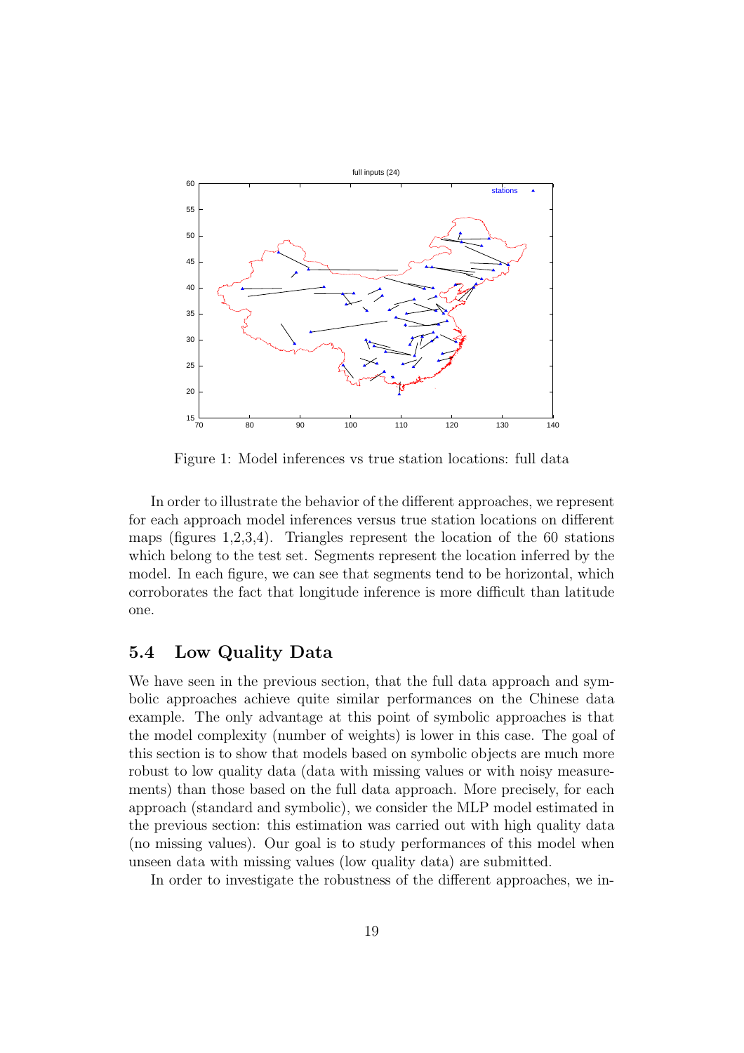Figure 1: Model inferences vs true station locations: full data

In order to illustrate the behavior of the different approaches, we represent for each approach model inferences versus true station locations on different maps (figures 1,2,3,4). Triangles represent the location of the 60 stations which belong to the test set. Segments represent the location inferred by the model. In each figure, we can see that segments tend to be horizontal, which corroborates the fact that longitude inference is more difficult than latitude one.

## 5.4 Low Quality Data

We have seen in the previous section, that the full data approach and symbolic approaches achieve quite similar performances on the Chinese data example. The only advantage at this point of symbolic approaches is that the model complexity (number of weights) is lower in this case. The goal of this section is to show that models based on symbolic objects are much more robust to low quality data (data with missing values or with noisy measurements) than those based on the full data approach. More precisely, for each approach (standard and symbolic), we consider the MLP model estimated in the previous section: this estimation was carried out with high quality data (no missing values). Our goal is to study performances of this model when unseen data with missing values (low quality data) are submitted.

In order to investigate the robustness of the different approaches, we in-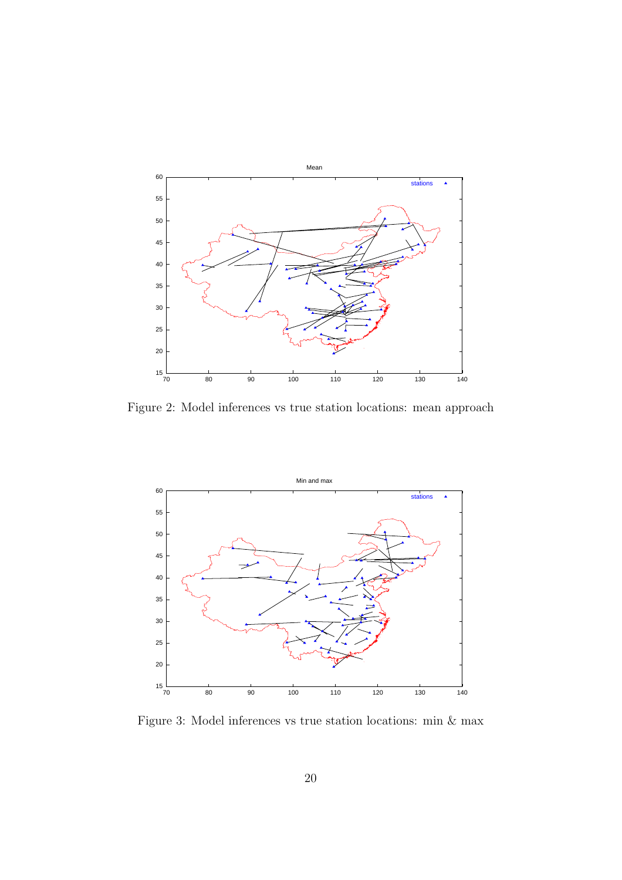Figure 2: Model inferences vs true station locations: mean approach

Figure 3: Model inferences vs true station locations: min & max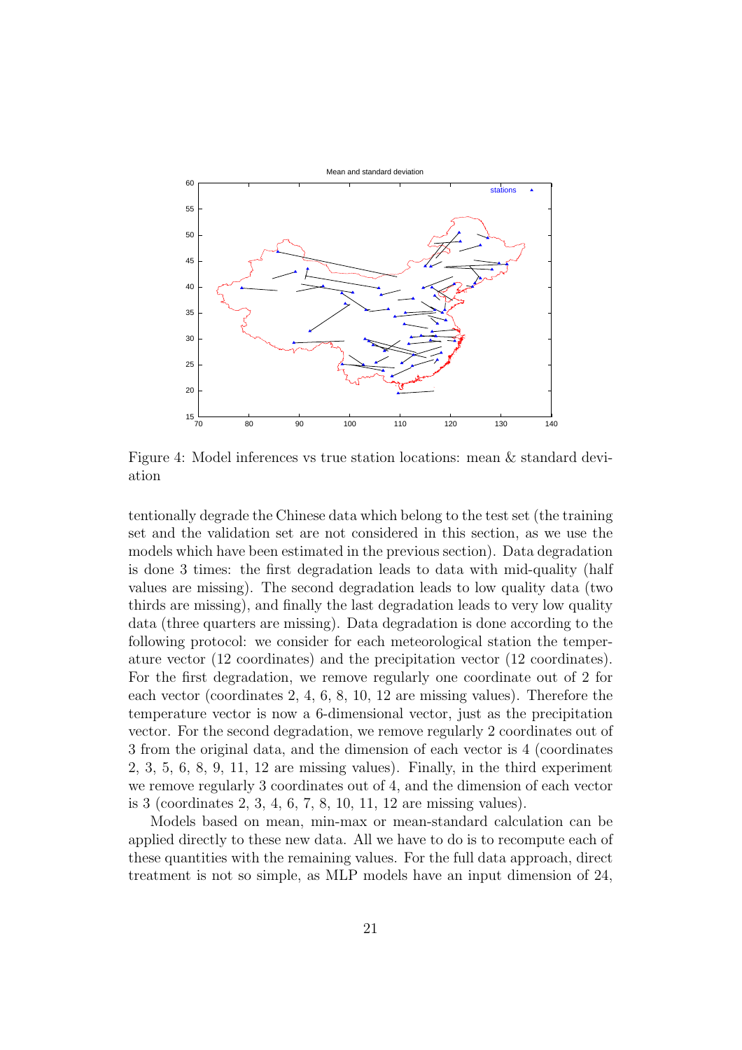Figure 4: Model inferences vs true station locations: mean & standard deviation

tentionally degrade the Chinese data which belong to the test set (the training set and the validation set are not considered in this section, as we use the models which have been estimated in the previous section). Data degradation is done 3 times: the first degradation leads to data with mid-quality (half values are missing). The second degradation leads to low quality data (two thirds are missing), and finally the last degradation leads to very low quality data (three quarters are missing). Data degradation is done according to the following protocol: we consider for each meteorological station the temperature vector (12 coordinates) and the precipitation vector (12 coordinates). For the first degradation, we remove regularly one coordinate out of 2 for each vector (coordinates 2, 4, 6, 8, 10, 12 are missing values). Therefore the temperature vector is now a 6-dimensional vector, just as the precipitation vector. For the second degradation, we remove regularly 2 coordinates out of 3 from the original data, and the dimension of each vector is 4 (coordinates 2, 3, 5, 6, 8, 9, 11, 12 are missing values). Finally, in the third experiment we remove regularly 3 coordinates out of 4, and the dimension of each vector is 3 (coordinates 2, 3, 4, 6, 7, 8, 10, 11, 12 are missing values).

Models based on mean, min-max or mean-standard calculation can be applied directly to these new data. All we have to do is to recompute each of these quantities with the remaining values. For the full data approach, direct treatment is not so simple, as MLP models have an input dimension of 24,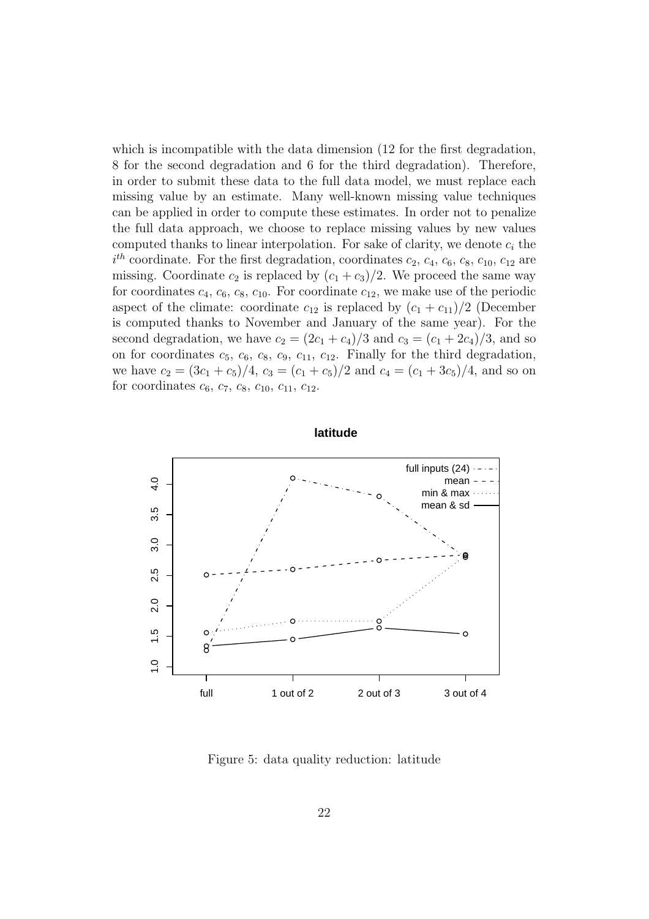which is incompatible with the data dimension (12 for the first degradation, 8 for the second degradation and 6 for the third degradation). Therefore, in order to submit these data to the full data model, we must replace each missing value by an estimate. Many well-known missing value techniques can be applied in order to compute these estimates. In order not to penalize the full data approach, we choose to replace missing values by new values computed thanks to linear interpolation. For sake of clarity, we denote $c_i$ the $i^{th}$ coordinate. For the first degradation, coordinates $c_2$, $c_4$, $c_6$, $c_8$, $c_{10}$, $c_{12}$ are missing. Coordinate $c_2$ is replaced by $(c_1 + c_3)/2$. We proceed the same way for coordinates $c_4$, $c_6$, $c_8$, $c_{10}$. For coordinate $c_{12}$, we make use of the periodic aspect of the climate: coordinate $c_{12}$ is replaced by $(c_1 + c_{11})/2$ (December is computed thanks to November and January of the same year). For the second degradation, we have $c_2 = (2c_1 + c_4)/3$ and $c_3 = (c_1 + 2c_4)/3$, and so on for coordinates $c_5$, $c_6$, $c_8$, $c_9$, $c_{11}$, $c_{12}$. Finally for the third degradation, we have $c_2 = (3c_1 + c_5)/4$, $c_3 = (c_1 + c_5)/2$ and $c_4 = (c_1 + 3c_5)/4$, and so on for coordinates $c_6$, $c_7$, $c_8$, $c_{10}$, $c_{11}$, $c_{12}$.

Figure 5: data quality reduction: latitude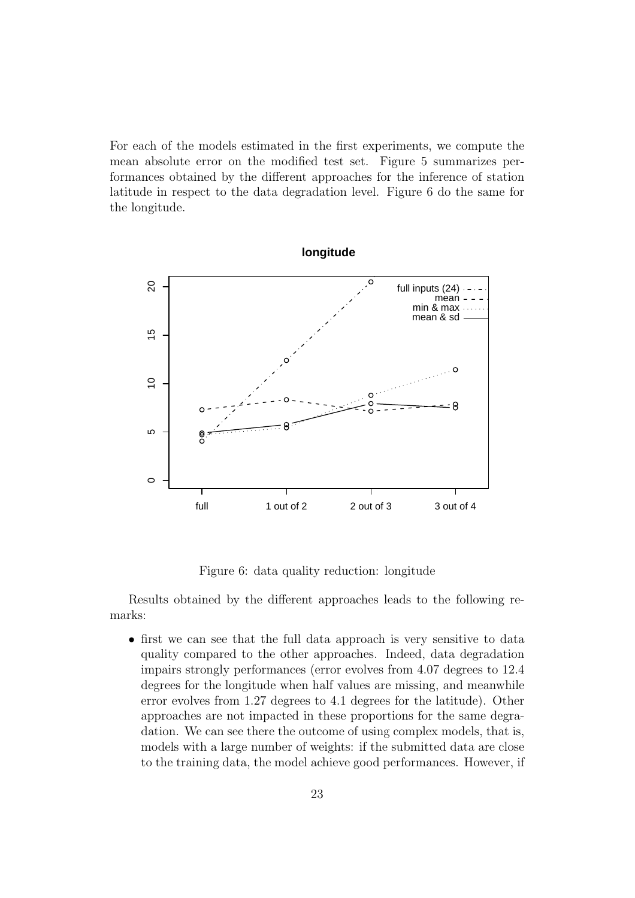For each of the models estimated in the first experiments, we compute the mean absolute error on the modified test set. Figure 5 summarizes performances obtained by the different approaches for the inference of station latitude in respect to the data degradation level. Figure 6 do the same for the longitude.

Figure 6: data quality reduction: longitude

Results obtained by the different approaches leads to the following remarks:

- first we can see that the full data approach is very sensitive to data quality compared to the other approaches. Indeed, data degradation impairs strongly performances (error evolves from 4.07 degrees to 12.4 degrees for the longitude when half values are missing, and meanwhile error evolves from 1.27 degrees to 4.1 degrees for the latitude). Other approaches are not impacted in these proportions for the same degradation. We can see there the outcome of using complex models, that is, models with a large number of weights: if the submitted data are close to the training data, the model achieve good performances. However, if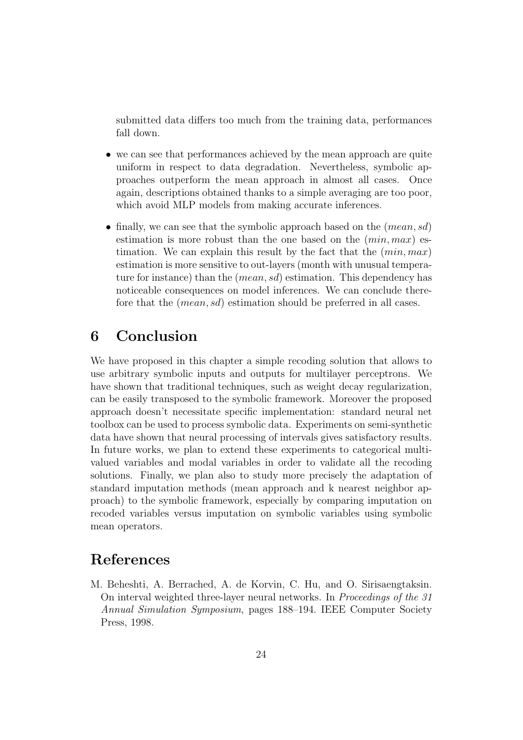submitted data differs too much from the training data, performances fall down.

- we can see that performances achieved by the mean approach are quite uniform in respect to data degradation. Nevertheless, symbolic approaches outperform the mean approach in almost all cases. Once again, descriptions obtained thanks to a simple averaging are too poor, which avoid MLP models from making accurate inferences.

- finally, we can see that the symbolic approach based on the $(mean, sd)$ estimation is more robust than the one based on the $(min, max)$ estimation. We can explain this result by the fact that the $(min, max)$ estimation is more sensitive to out-layers (month with unusual temperature for instance) than the $(mean, sd)$ estimation. This dependency has noticeable consequences on model inferences. We can conclude therefore that the $(mean, sd)$ estimation should be preferred in all cases.

# 6 Conclusion

We have proposed in this chapter a simple recoding solution that allows to use arbitrary symbolic inputs and outputs for multilayer perceptrons. We have shown that traditional techniques, such as weight decay regularization, can be easily transposed to the symbolic framework. Moreover the proposed approach doesn't necessitate specific implementation: standard neural net toolbox can be used to process symbolic data. Experiments on semi-synthetic data have shown that neural processing of intervals gives satisfactory results. In future works, we plan to extend these experiments to categorical multi-valued variables and modal variables in order to validate all the recoding solutions. Finally, we plan also to study more precisely the adaptation of standard imputation methods (mean approach and k nearest neighbor approach) to the symbolic framework, especially by comparing imputation on recoded variables versus imputation on symbolic variables using symbolic mean operators.

# References

M. Beheshti, A. Berrached, A. de Korvin, C. Hu, and O. Sirisaengtaksin. On interval weighted three-layer neural networks. In *Proceedings of the 31 Annual Simulation Symposium*, pages 188–194. IEEE Computer Society Press, 1998.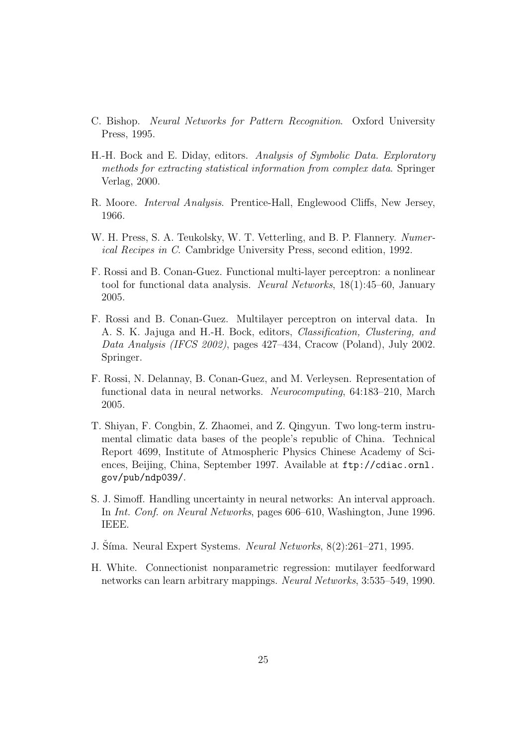C. Bishop. *Neural Networks for Pattern Recognition*. Oxford University Press, 1995.

H.-H. Bock and E. Diday, editors. *Analysis of Symbolic Data. Exploratory methods for extracting statistical information from complex data*. Springer Verlag, 2000.

R. Moore. *Interval Analysis*. Prentice-Hall, Englewood Cliffs, New Jersey, 1966.

W. H. Press, S. A. Teukolsky, W. T. Vetterling, and B. P. Flannery. *Numerical Recipes in C*. Cambridge University Press, second edition, 1992.

F. Rossi and B. Conan-Guez. Functional multi-layer perceptron: a nonlinear tool for functional data analysis. *Neural Networks*, 18(1):45–60, January 2005.

F. Rossi and B. Conan-Guez. Multilayer perceptron on interval data. In A. S. K. Jajuga and H.-H. Bock, editors, *Classification, Clustering, and Data Analysis (IFCS 2002)*, pages 427–434, Cracow (Poland), July 2002. Springer.

F. Rossi, N. Delannay, B. Conan-Guez, and M. Verleysen. Representation of functional data in neural networks. *Neurocomputing*, 64:183–210, March 2005.

T. Shiyan, F. Congbin, Z. Zhaomei, and Z. Qingyun. Two long-term instrumental climatic data bases of the people's republic of China. Technical Report 4699, Institute of Atmospheric Physics Chinese Academy of Sciences, Beijing, China, September 1997. Available at `ftp://cdiac.ornl.gov/pub/ndp039/`.

S. J. Simoff. Handling uncertainty in neural networks: An interval approach. In *Int. Conf. on Neural Networks*, pages 606–610, Washington, June 1996. IEEE.

J. Šíma. Neural Expert Systems. *Neural Networks*, 8(2):261–271, 1995.

H. White. Connectionist nonparametric regression: mutilayer feedforward networks can learn arbitrary mappings. *Neural Networks*, 3:535–549, 1990.